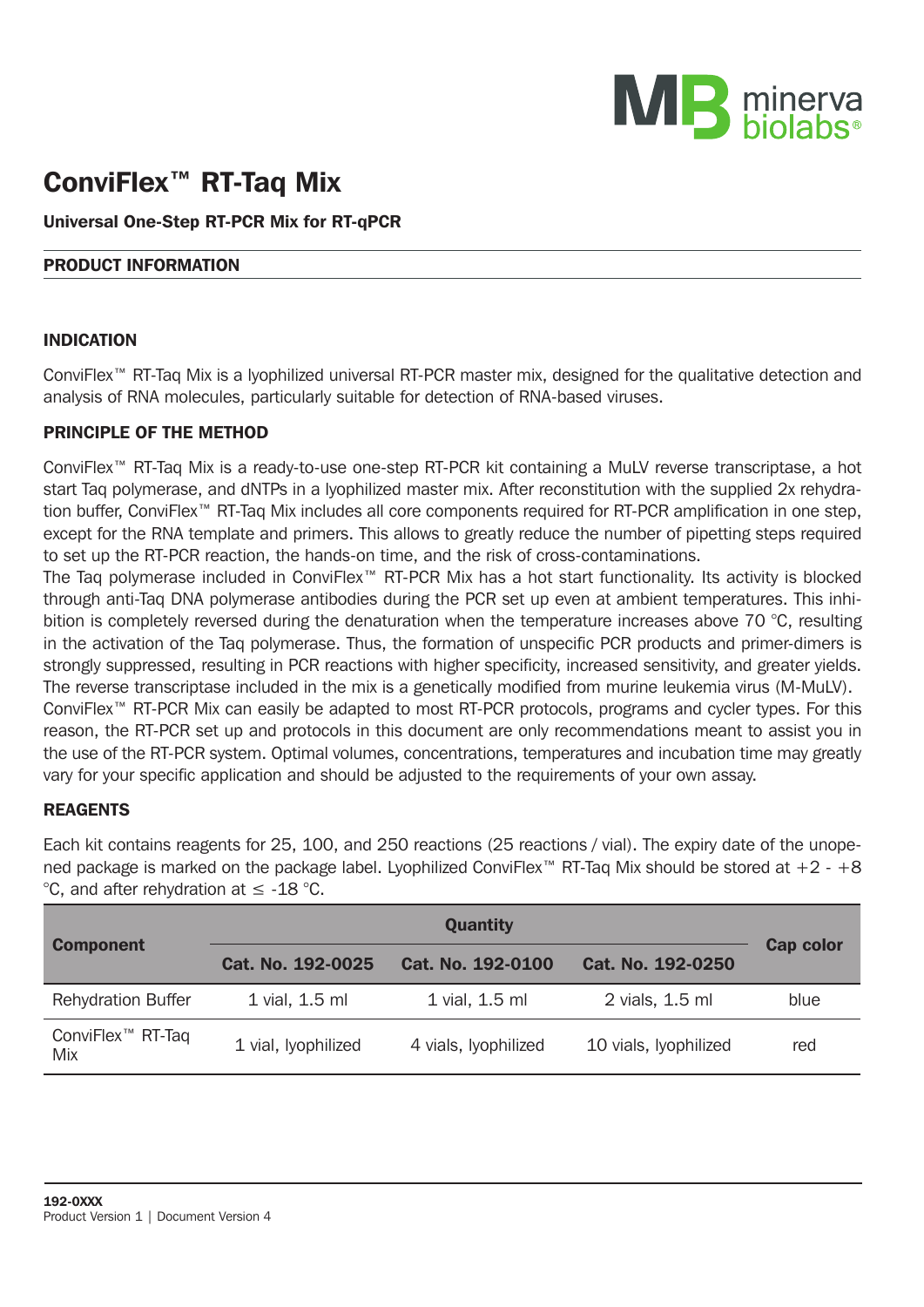minerva biolabs®

# ConviFlex™ RT-Taq Mix

**Universal One-Step RT-PCR Mix for RT-qPCR**

## PRODUCT INFORMATION

### INDICATION

ConviFlex™ RT-Taq Mix is a lyophilized universal RT-PCR master mix, designed for the qualitative detection and analysis of RNA molecules, particularly suitable for detection of RNA-based viruses.

### PRINCIPLE OF THE METHOD

ConviFlex™ RT-Taq Mix is a ready-to-use one-step RT-PCR kit containing a MuLV reverse transcriptase, a hot start Taq polymerase, and dNTPs in a lyophilized master mix. After reconstitution with the supplied 2x rehydration buffer, ConviFlex™ RT-Taq Mix includes all core components required for RT-PCR amplification in one step, except for the RNA template and primers. This allows to greatly reduce the number of pipetting steps required to set up the RT-PCR reaction, the hands-on time, and the risk of cross-contaminations.

The Taq polymerase included in ConviFlex™ RT-PCR Mix has a hot start functionality. Its activity is blocked through anti-Taq DNA polymerase antibodies during the PCR set up even at ambient temperatures. This inhibition is completely reversed during the denaturation when the temperature increases above 70 °C, resulting in the activation of the Taq polymerase. Thus, the formation of unspecific PCR products and primer-dimers is strongly suppressed, resulting in PCR reactions with higher specificity, increased sensitivity, and greater yields.

The reverse transcriptase included in the mix is a genetically modified from murine leukemia virus (M-MuLV).

ConviFlex™ RT-PCR Mix can easily be adapted to most RT-PCR protocols, programs and cycler types. For this reason, the RT-PCR set up and protocols in this document are only recommendations meant to assist you in the use of the RT-PCR system. Optimal volumes, concentrations, temperatures and incubation time may greatly vary for your specific application and should be adjusted to the requirements of your own assay.

### REAGENTS

Each kit contains reagents for 25, 100, and 250 reactions (25 reactions / vial). The expiry date of the unopened package is marked on the package label. Lyophilized ConviFlex™ RT-Taq Mix should be stored at +2 - +8 °C, and after rehydration at ≤ -18 °C.

| Component | Quantity | | | Cap color |
|---|---|---|---|---|
| | Cat. No. 192-0025 | Cat. No. 192-0100 | Cat. No. 192-0250 | |
| Rehydration Buffer | 1 vial, 1.5 ml | 1 vial, 1.5 ml | 2 vials, 1.5 ml | blue |
| ConviFlex™ RT-Taq Mix | 1 vial, lyophilized | 4 vials, lyophilized | 10 vials, lyophilized | red |

**192-0XXX**
Product Version 1 | Document Version 4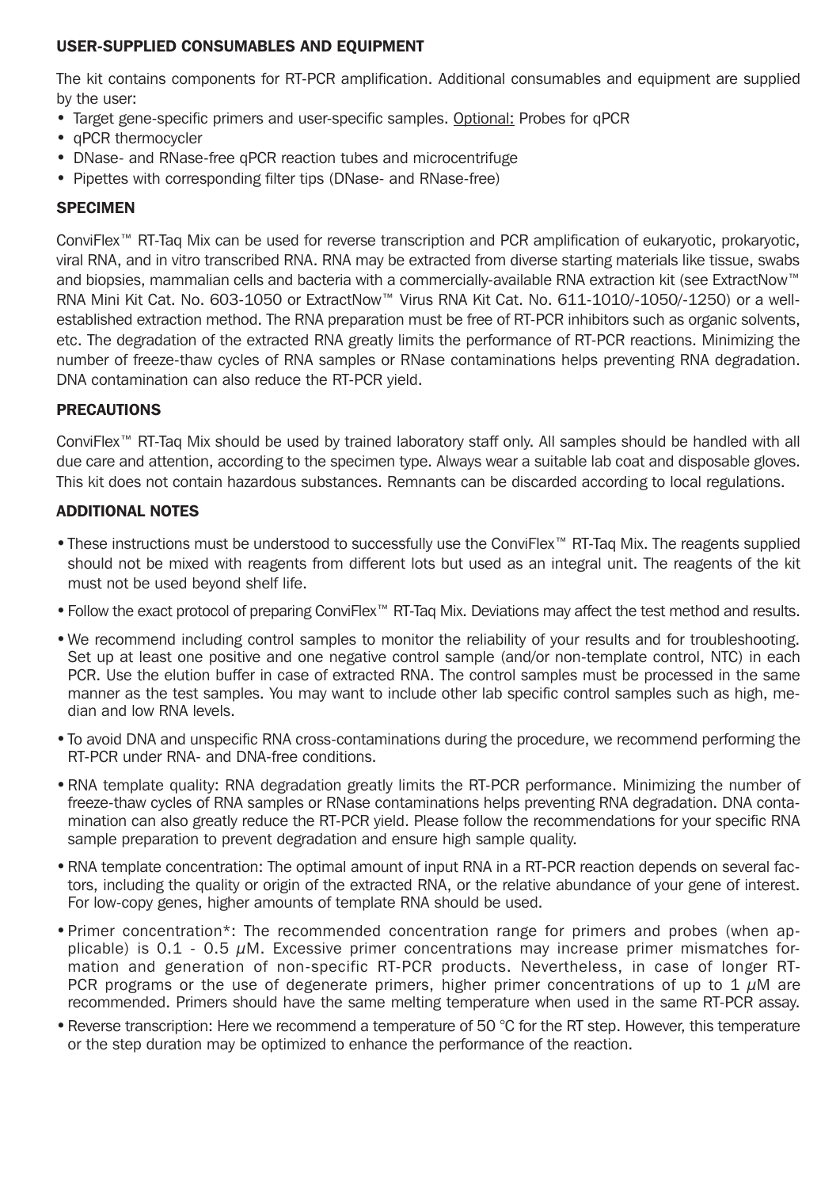## USER-SUPPLIED CONSUMABLES AND EQUIPMENT

The kit contains components for RT-PCR amplification. Additional consumables and equipment are supplied by the user:

- Target gene-specific primers and user-specific samples. Optional: Probes for qPCR
- qPCR thermocycler
- DNase- and RNase-free qPCR reaction tubes and microcentrifuge
- Pipettes with corresponding filter tips (DNase- and RNase-free)

## SPECIMEN

ConviFlex™ RT-Taq Mix can be used for reverse transcription and PCR amplification of eukaryotic, prokaryotic, viral RNA, and in vitro transcribed RNA. RNA may be extracted from diverse starting materials like tissue, swabs and biopsies, mammalian cells and bacteria with a commercially-available RNA extraction kit (see ExtractNow™ RNA Mini Kit Cat. No. 603-1050 or ExtractNow™ Virus RNA Kit Cat. No. 611-1010/-1050/-1250) or a well-established extraction method. The RNA preparation must be free of RT-PCR inhibitors such as organic solvents, etc. The degradation of the extracted RNA greatly limits the performance of RT-PCR reactions. Minimizing the number of freeze-thaw cycles of RNA samples or RNase contaminations helps preventing RNA degradation. DNA contamination can also reduce the RT-PCR yield.

## PRECAUTIONS

ConviFlex™ RT-Taq Mix should be used by trained laboratory staff only. All samples should be handled with all due care and attention, according to the specimen type. Always wear a suitable lab coat and disposable gloves. This kit does not contain hazardous substances. Remnants can be discarded according to local regulations.

## ADDITIONAL NOTES

- These instructions must be understood to successfully use the ConviFlex™ RT-Taq Mix. The reagents supplied should not be mixed with reagents from different lots but used as an integral unit. The reagents of the kit must not be used beyond shelf life.
- Follow the exact protocol of preparing ConviFlex™ RT-Taq Mix. Deviations may affect the test method and results.
- We recommend including control samples to monitor the reliability of your results and for troubleshooting. Set up at least one positive and one negative control sample (and/or non-template control, NTC) in each PCR. Use the elution buffer in case of extracted RNA. The control samples must be processed in the same manner as the test samples. You may want to include other lab specific control samples such as high, median and low RNA levels.
- To avoid DNA and unspecific RNA cross-contaminations during the procedure, we recommend performing the RT-PCR under RNA- and DNA-free conditions.
- RNA template quality: RNA degradation greatly limits the RT-PCR performance. Minimizing the number of freeze-thaw cycles of RNA samples or RNase contaminations helps preventing RNA degradation. DNA contamination can also greatly reduce the RT-PCR yield. Please follow the recommendations for your specific RNA sample preparation to prevent degradation and ensure high sample quality.
- RNA template concentration: The optimal amount of input RNA in a RT-PCR reaction depends on several factors, including the quality or origin of the extracted RNA, or the relative abundance of your gene of interest. For low-copy genes, higher amounts of template RNA should be used.
- Primer concentration*: The recommended concentration range for primers and probes (when applicable) is 0.1 - 0.5 µM. Excessive primer concentrations may increase primer mismatches formation and generation of non-specific RT-PCR products. Nevertheless, in case of longer RT-PCR programs or the use of degenerate primers, higher primer concentrations of up to 1 µM are recommended. Primers should have the same melting temperature when used in the same RT-PCR assay.
- Reverse transcription: Here we recommend a temperature of 50 °C for the RT step. However, this temperature or the step duration may be optimized to enhance the performance of the reaction.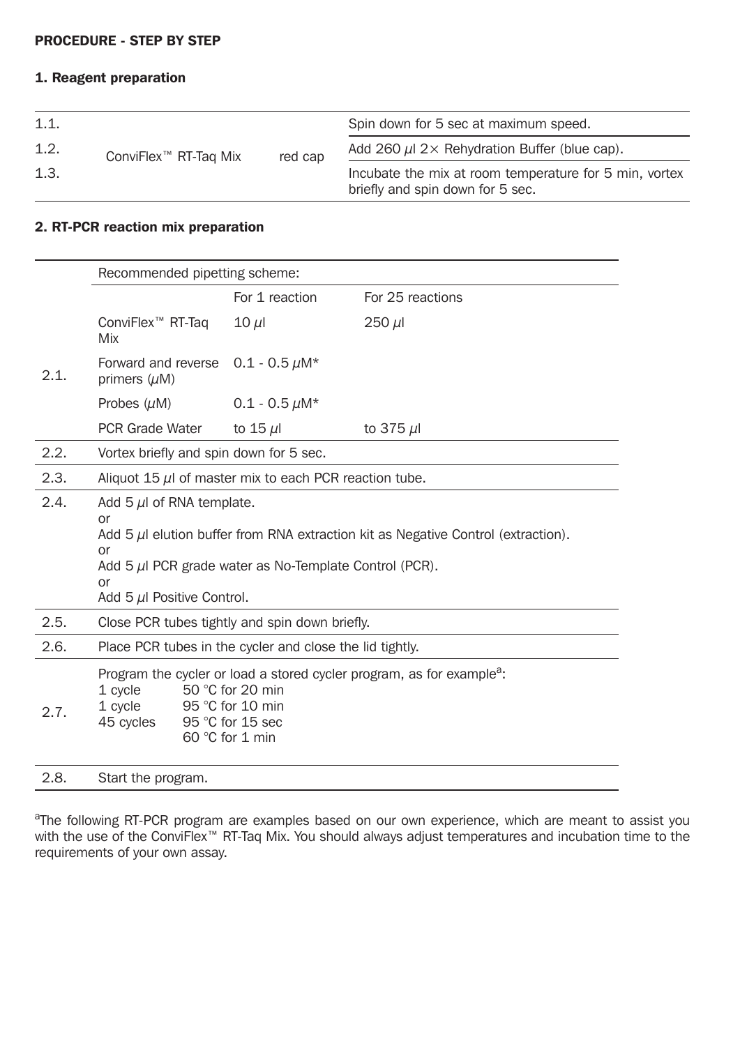**PROCEDURE - STEP BY STEP**

**1. Reagent preparation**

| | | | |
|---|---|---|---|
| 1.1. | ConviFlex™ RT-Taq Mix | red cap | Spin down for 5 sec at maximum speed. |
| 1.2. | | | Add 260 µl 2× Rehydration Buffer (blue cap). |
| 1.3. | | | Incubate the mix at room temperature for 5 min, vortex briefly and spin down for 5 sec. |

**2. RT-PCR reaction mix preparation**

| | | | |
|---|---|---|---|
| 2.1. | Recommended pipetting scheme: | | |
| | | For 1 reaction | For 25 reactions |
| | ConviFlex™ RT-Taq Mix | 10 µl | 250 µl |
| | Forward and reverse primers (µM) | 0.1 - 0.5 µM* | |
| | Probes (µM) | 0.1 - 0.5 µM* | |
| | PCR Grade Water | to 15 µl | to 375 µl |
| 2.2. | Vortex briefly and spin down for 5 sec. | | |
| 2.3. | Aliquot 15 µl of master mix to each PCR reaction tube. | | |
| 2.4. | Add 5 µl of RNA template.<br>or<br>Add 5 µl elution buffer from RNA extraction kit as Negative Control (extraction).<br>or<br>Add 5 µl PCR grade water as No-Template Control (PCR).<br>or<br>Add 5 µl Positive Control. | | |
| 2.5. | Close PCR tubes tightly and spin down briefly. | | |
| 2.6. | Place PCR tubes in the cycler and close the lid tightly. | | |
| 2.7. | Program the cycler or load a stored cycler program, as for example[a]:<br>1 cycle 50 °C for 20 min<br>1 cycle 95 °C for 10 min<br>45 cycles 95 °C for 15 sec<br>60 °C for 1 min | | |
| 2.8. | Start the program. | | |

[a]The following RT-PCR program are examples based on our own experience, which are meant to assist you with the use of the ConviFlex™ RT-Taq Mix. You should always adjust temperatures and incubation time to the requirements of your own assay.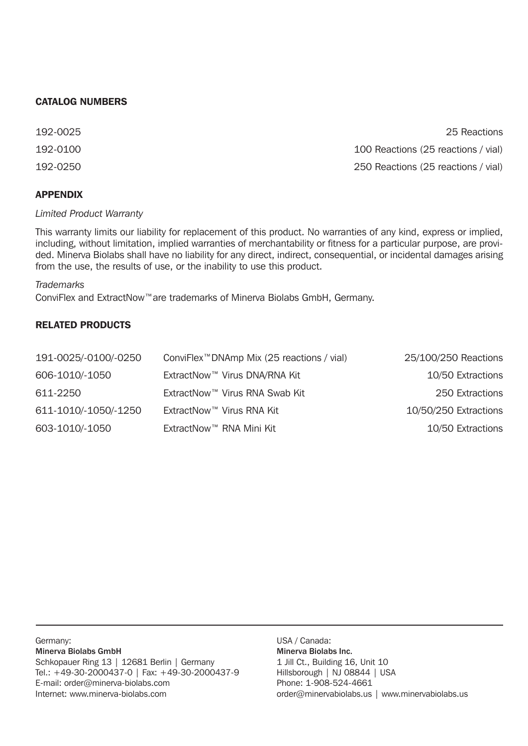## CATALOG NUMBERS

| | |
|---|---|
| 192-0025 | 25 Reactions |
| 192-0100 | 100 Reactions (25 reactions / vial) |
| 192-0250 | 250 Reactions (25 reactions / vial) |

## APPENDIX

*Limited Product Warranty*

This warranty limits our liability for replacement of this product. No warranties of any kind, express or implied, including, without limitation, implied warranties of merchantability or fitness for a particular purpose, are provided. Minerva Biolabs shall have no liability for any direct, indirect, consequential, or incidental damages arising from the use, the results of use, or the inability to use this product.

*Trademarks*

ConviFlex and ExtractNow™ are trademarks of Minerva Biolabs GmbH, Germany.

## RELATED PRODUCTS

| | | |
|---|---|---|
| 191-0025/-0100/-0250 | ConviFlex™ DNAmp Mix (25 reactions / vial) | 25/100/250 Reactions |
| 606-1010/-1050 | ExtractNow™ Virus DNA/RNA Kit | 10/50 Extractions |
| 611-2250 | ExtractNow™ Virus RNA Swab Kit | 250 Extractions |
| 611-1010/-1050/-1250 | ExtractNow™ Virus RNA Kit | 10/50/250 Extractions |
| 603-1010/-1050 | ExtractNow™ RNA Mini Kit | 10/50 Extractions |

Germany:
**Minerva Biolabs GmbH**
Schkopauer Ring 13 | 12681 Berlin | Germany
Tel.: +49-30-2000437-0 | Fax: +49-30-2000437-9
E-mail: order@minerva-biolabs.com
Internet: www.minerva-biolabs.com

USA / Canada:
**Minerva Biolabs Inc.**
1 Jill Ct., Building 16, Unit 10
Hillsborough | NJ 08844 | USA
Phone: 1-908-524-4661
order@minervabiolabs.us | www.minervabiolabs.us